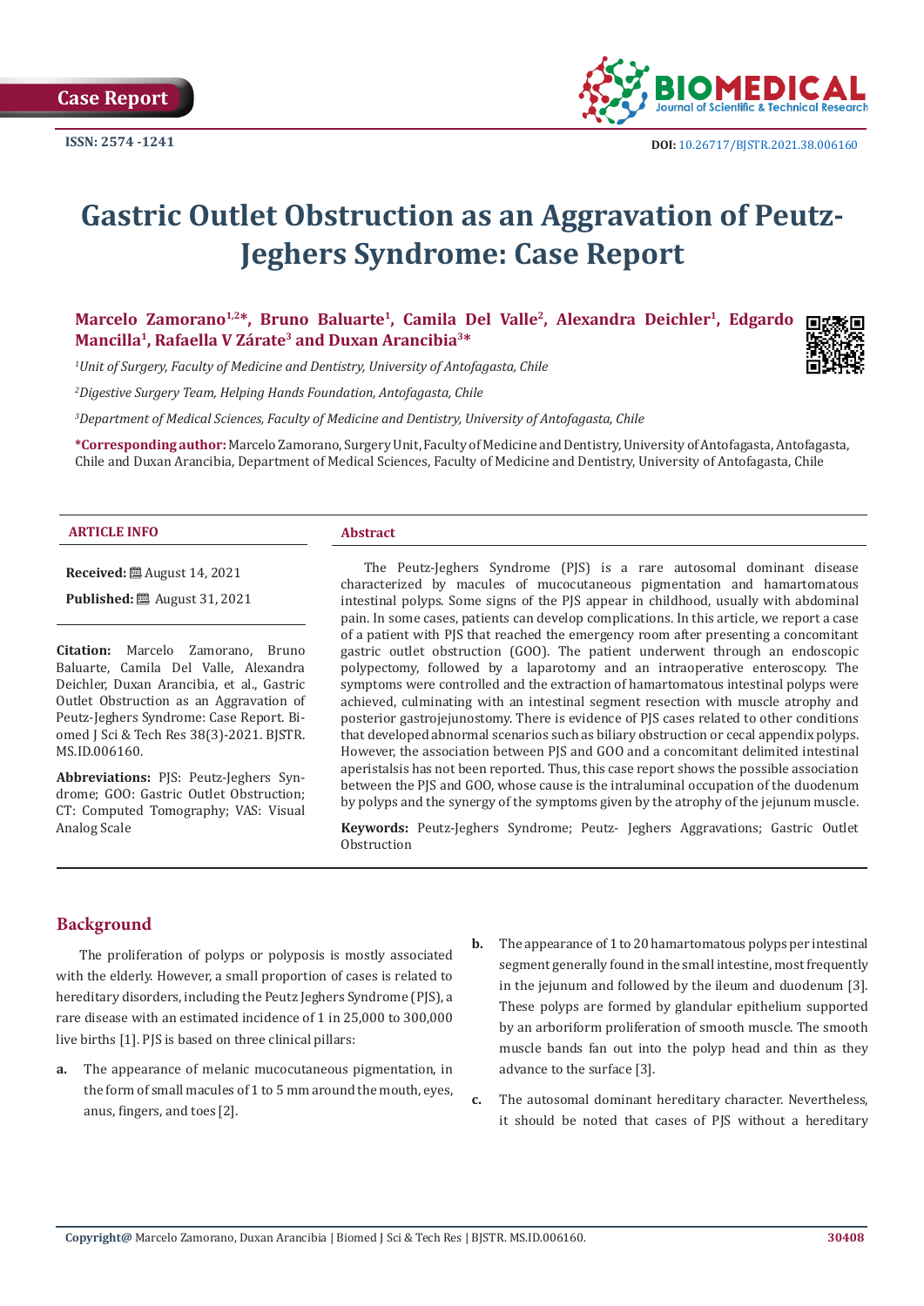Case Report

ISSN: 2574 -1241

DOI: 10.26717/BJSTR.2021.38.006160

# Gastric Outlet Obstruction as an Aggravation of Peutz-Jeghers Syndrome: Case Report

**Marcelo Zamorano[1,2]*, Bruno Baluarte[1], Camila Del Valle[2], Alexandra Deichler[1], Edgardo Mancilla[1], Rafaella V Zárate[3] and Duxan Arancibia[3]***

*[1]Unit of Surgery, Faculty of Medicine and Dentistry, University of Antofagasta, Chile*

*[2]Digestive Surgery Team, Helping Hands Foundation, Antofagasta, Chile*

*[3]Department of Medical Sciences, Faculty of Medicine and Dentistry, University of Antofagasta, Chile*

**\*Corresponding author:** Marcelo Zamorano, Surgery Unit, Faculty of Medicine and Dentistry, University of Antofagasta, Antofagasta, Chile and Duxan Arancibia, Department of Medical Sciences, Faculty of Medicine and Dentistry, University of Antofagasta, Chile

### ARTICLE INFO

**Received:** August 14, 2021

**Published:** August 31, 2021

**Citation:** Marcelo Zamorano, Bruno Baluarte, Camila Del Valle, Alexandra Deichler, Duxan Arancibia, et al., Gastric Outlet Obstruction as an Aggravation of Peutz-Jeghers Syndrome: Case Report. Biomed J Sci & Tech Res 38(3)-2021. BJSTR. MS.ID.006160.

**Abbreviations:** PJS: Peutz-Jeghers Syndrome; GOO: Gastric Outlet Obstruction; CT: Computed Tomography; VAS: Visual Analog Scale

### Abstract

The Peutz-Jeghers Syndrome (PJS) is a rare autosomal dominant disease characterized by macules of mucocutaneous pigmentation and hamartomatous intestinal polyps. Some signs of the PJS appear in childhood, usually with abdominal pain. In some cases, patients can develop complications. In this article, we report a case of a patient with PJS that reached the emergency room after presenting a concomitant gastric outlet obstruction (GOO). The patient underwent through an endoscopic polypectomy, followed by a laparotomy and an intraoperative enteroscopy. The symptoms were controlled and the extraction of hamartomatous intestinal polyps were achieved, culminating with an intestinal segment resection with muscle atrophy and posterior gastrojejunostomy. There is evidence of PJS cases related to other conditions that developed abnormal scenarios such as biliary obstruction or cecal appendix polyps. However, the association between PJS and GOO and a concomitant delimited intestinal aperistalsis has not been reported. Thus, this case report shows the possible association between the PJS and GOO, whose cause is the intraluminal occupation of the duodenum by polyps and the synergy of the symptoms given by the atrophy of the jejunum muscle.

**Keywords:** Peutz-Jeghers Syndrome; Peutz- Jeghers Aggravations; Gastric Outlet Obstruction

## Background

The proliferation of polyps or polyposis is mostly associated with the elderly. However, a small proportion of cases is related to hereditary disorders, including the Peutz Jeghers Syndrome (PJS), a rare disease with an estimated incidence of 1 in 25,000 to 300,000 live births [1]. PJS is based on three clinical pillars:

a. The appearance of melanic mucocutaneous pigmentation, in the form of small macules of 1 to 5 mm around the mouth, eyes, anus, fingers, and toes [2].

b. The appearance of 1 to 20 hamartomatous polyps per intestinal segment generally found in the small intestine, most frequently in the jejunum and followed by the ileum and duodenum [3]. These polyps are formed by glandular epithelium supported by an arboriform proliferation of smooth muscle. The smooth muscle bands fan out into the polyp head and thin as they advance to the surface [3].

c. The autosomal dominant hereditary character. Nevertheless, it should be noted that cases of PJS without a hereditary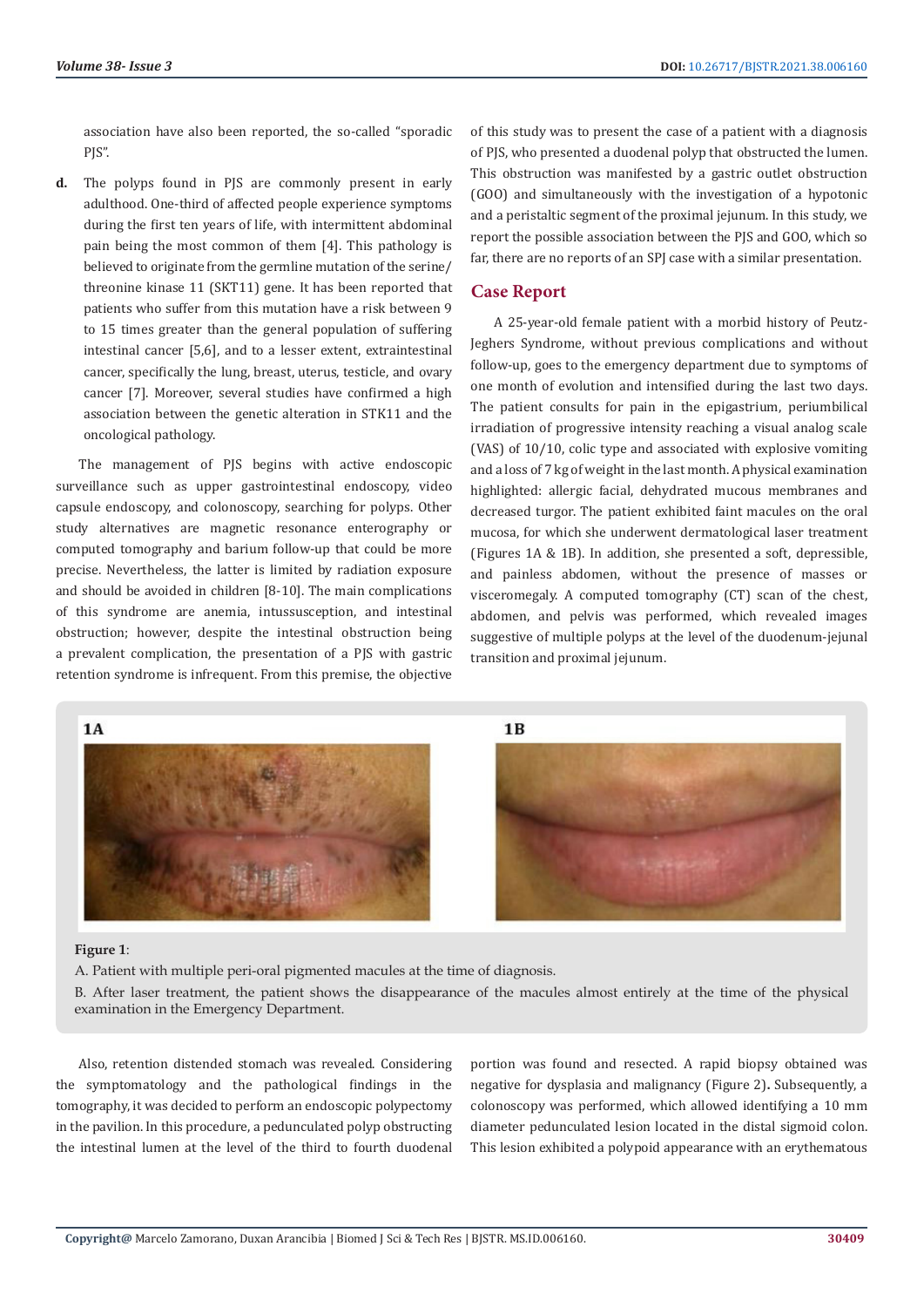association have also been reported, the so-called "sporadic PJS".

**d.** The polyps found in PJS are commonly present in early adulthood. One-third of affected people experience symptoms during the first ten years of life, with intermittent abdominal pain being the most common of them [4]. This pathology is believed to originate from the germline mutation of the serine/threonine kinase 11 (SKT11) gene. It has been reported that patients who suffer from this mutation have a risk between 9 to 15 times greater than the general population of suffering intestinal cancer [5,6], and to a lesser extent, extraintestinal cancer, specifically the lung, breast, uterus, testicle, and ovary cancer [7]. Moreover, several studies have confirmed a high association between the genetic alteration in STK11 and the oncological pathology.

The management of PJS begins with active endoscopic surveillance such as upper gastrointestinal endoscopy, video capsule endoscopy, and colonoscopy, searching for polyps. Other study alternatives are magnetic resonance enterography or computed tomography and barium follow-up that could be more precise. Nevertheless, the latter is limited by radiation exposure and should be avoided in children [8-10]. The main complications of this syndrome are anemia, intussusception, and intestinal obstruction; however, despite the intestinal obstruction being a prevalent complication, the presentation of a PJS with gastric retention syndrome is infrequent. From this premise, the objective of this study was to present the case of a patient with a diagnosis of PJS, who presented a duodenal polyp that obstructed the lumen. This obstruction was manifested by a gastric outlet obstruction (GOO) and simultaneously with the investigation of a hypotonic and a peristaltic segment of the proximal jejunum. In this study, we report the possible association between the PJS and GOO, which so far, there are no reports of an SPJ case with a similar presentation.

## Case Report

A 25-year-old female patient with a morbid history of Peutz-Jeghers Syndrome, without previous complications and without follow-up, goes to the emergency department due to symptoms of one month of evolution and intensified during the last two days. The patient consults for pain in the epigastrium, periumbilical irradiation of progressive intensity reaching a visual analog scale (VAS) of 10/10, colic type and associated with explosive vomiting and a loss of 7 kg of weight in the last month. A physical examination highlighted: allergic facial, dehydrated mucous membranes and decreased turgor. The patient exhibited faint macules on the oral mucosa, for which she underwent dermatological laser treatment (Figures 1A & 1B). In addition, she presented a soft, depressible, and painless abdomen, without the presence of masses or visceromegaly. A computed tomography (CT) scan of the chest, abdomen, and pelvis was performed, which revealed images suggestive of multiple polyps at the level of the duodenum-jejunal transition and proximal jejunum.

1A

1B

**Figure 1**:

A. Patient with multiple peri-oral pigmented macules at the time of diagnosis.

B. After laser treatment, the patient shows the disappearance of the macules almost entirely at the time of the physical examination in the Emergency Department.

Also, retention distended stomach was revealed. Considering the symptomatology and the pathological findings in the tomography, it was decided to perform an endoscopic polypectomy in the pavilion. In this procedure, a pedunculated polyp obstructing the intestinal lumen at the level of the third to fourth duodenal portion was found and resected. A rapid biopsy obtained was negative for dysplasia and malignancy (Figure 2). Subsequently, a colonoscopy was performed, which allowed identifying a 10 mm diameter pedunculated lesion located in the distal sigmoid colon. This lesion exhibited a polypoid appearance with an erythematous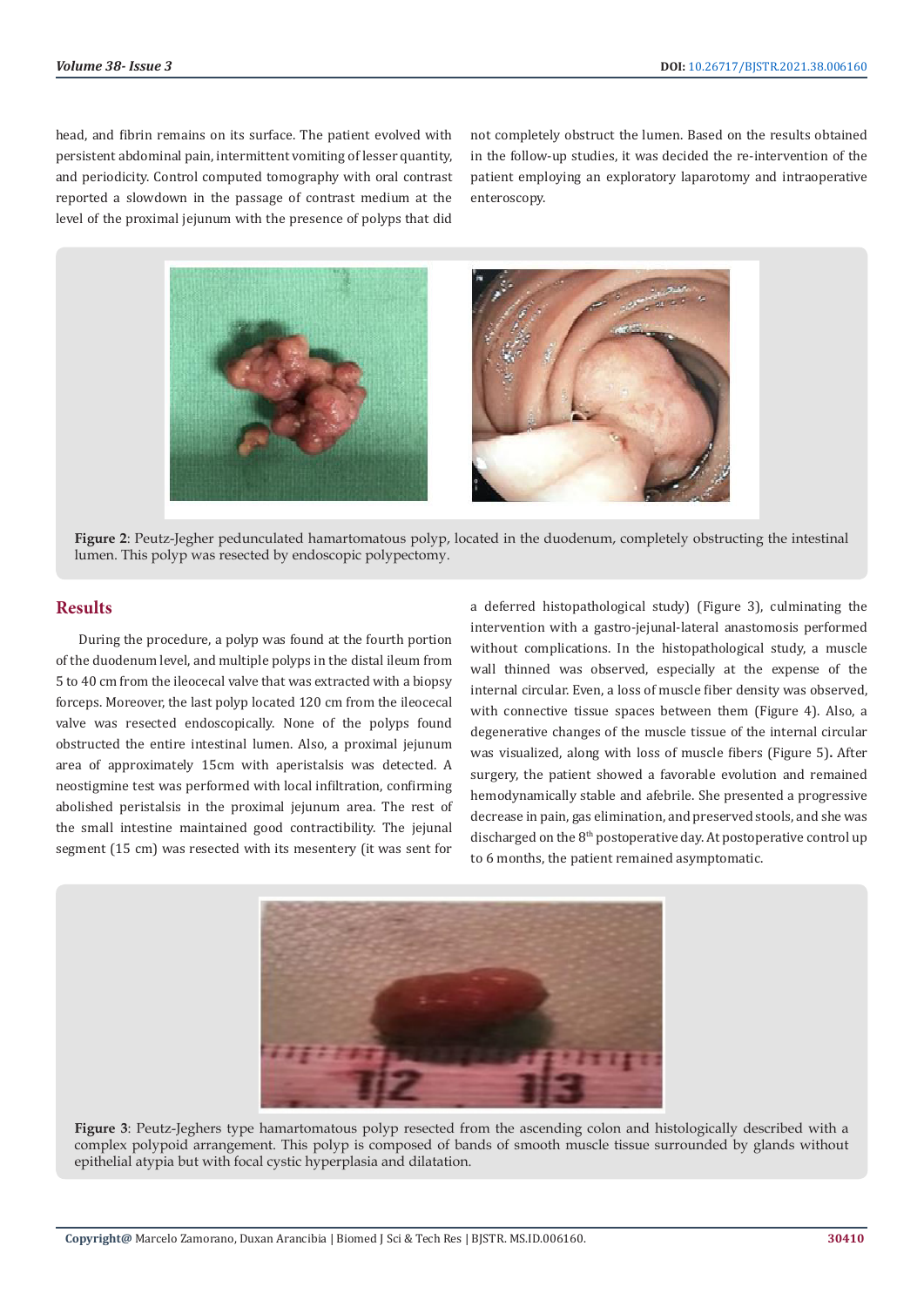head, and fibrin remains on its surface. The patient evolved with persistent abdominal pain, intermittent vomiting of lesser quantity, and periodicity. Control computed tomography with oral contrast reported a slowdown in the passage of contrast medium at the level of the proximal jejunum with the presence of polyps that did not completely obstruct the lumen. Based on the results obtained in the follow-up studies, it was decided the re-intervention of the patient employing an exploratory laparotomy and intraoperative enteroscopy.

**Figure 2**: Peutz-Jegher pedunculated hamartomatous polyp, located in the duodenum, completely obstructing the intestinal lumen. This polyp was resected by endoscopic polypectomy.

## Results

During the procedure, a polyp was found at the fourth portion of the duodenum level, and multiple polyps in the distal ileum from 5 to 40 cm from the ileocecal valve that was extracted with a biopsy forceps. Moreover, the last polyp located 120 cm from the ileocecal valve was resected endoscopically. None of the polyps found obstructed the entire intestinal lumen. Also, a proximal jejunum area of approximately 15cm with aperistalsis was detected. A neostigmine test was performed with local infiltration, confirming abolished peristalsis in the proximal jejunum area. The rest of the small intestine maintained good contractibility. The jejunal segment (15 cm) was resected with its mesentery (it was sent for a deferred histopathological study) (Figure 3), culminating the intervention with a gastro-jejunal-lateral anastomosis performed without complications. In the histopathological study, a muscle wall thinned was observed, especially at the expense of the internal circular. Even, a loss of muscle fiber density was observed, with connective tissue spaces between them (Figure 4). Also, a degenerative changes of the muscle tissue of the internal circular was visualized, along with loss of muscle fibers (Figure 5). After surgery, the patient showed a favorable evolution and remained hemodynamically stable and afebrile. She presented a progressive decrease in pain, gas elimination, and preserved stools, and she was discharged on the 8th postoperative day. At postoperative control up to 6 months, the patient remained asymptomatic.

**Figure 3**: Peutz-Jeghers type hamartomatous polyp resected from the ascending colon and histologically described with a complex polypoid arrangement. This polyp is composed of bands of smooth muscle tissue surrounded by glands without epithelial atypia but with focal cystic hyperplasia and dilatation.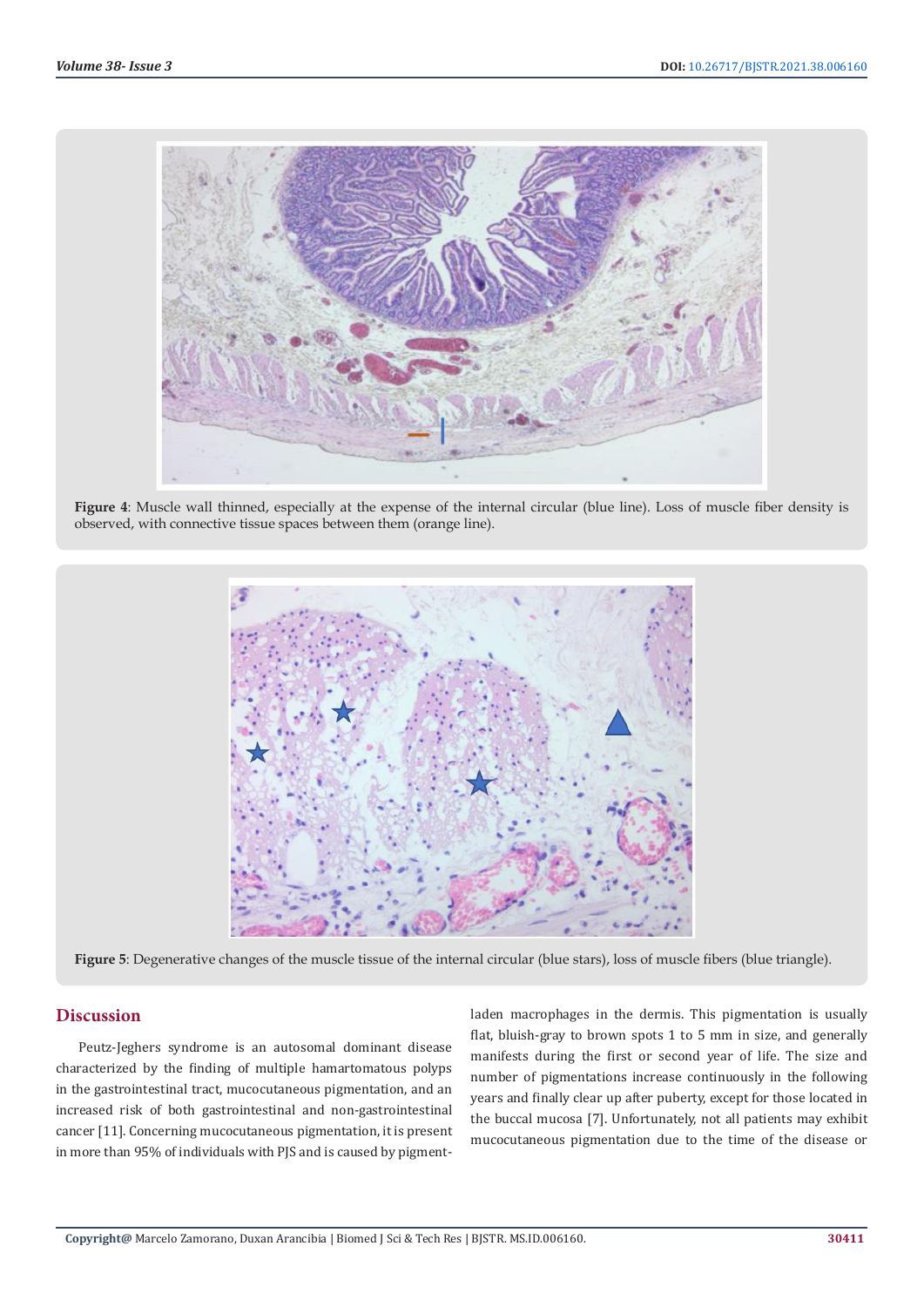**Figure 4**: Muscle wall thinned, especially at the expense of the internal circular (blue line). Loss of muscle fiber density is observed, with connective tissue spaces between them (orange line).

**Figure 5**: Degenerative changes of the muscle tissue of the internal circular (blue stars), loss of muscle fibers (blue triangle).

## Discussion

Peutz-Jeghers syndrome is an autosomal dominant disease characterized by the finding of multiple hamartomatous polyps in the gastrointestinal tract, mucocutaneous pigmentation, and an increased risk of both gastrointestinal and non-gastrointestinal cancer [11]. Concerning mucocutaneous pigmentation, it is present in more than 95% of individuals with PJS and is caused by pigment-laden macrophages in the dermis. This pigmentation is usually flat, bluish-gray to brown spots 1 to 5 mm in size, and generally manifests during the first or second year of life. The size and number of pigmentations increase continuously in the following years and finally clear up after puberty, except for those located in the buccal mucosa [7]. Unfortunately, not all patients may exhibit mucocutaneous pigmentation due to the time of the disease or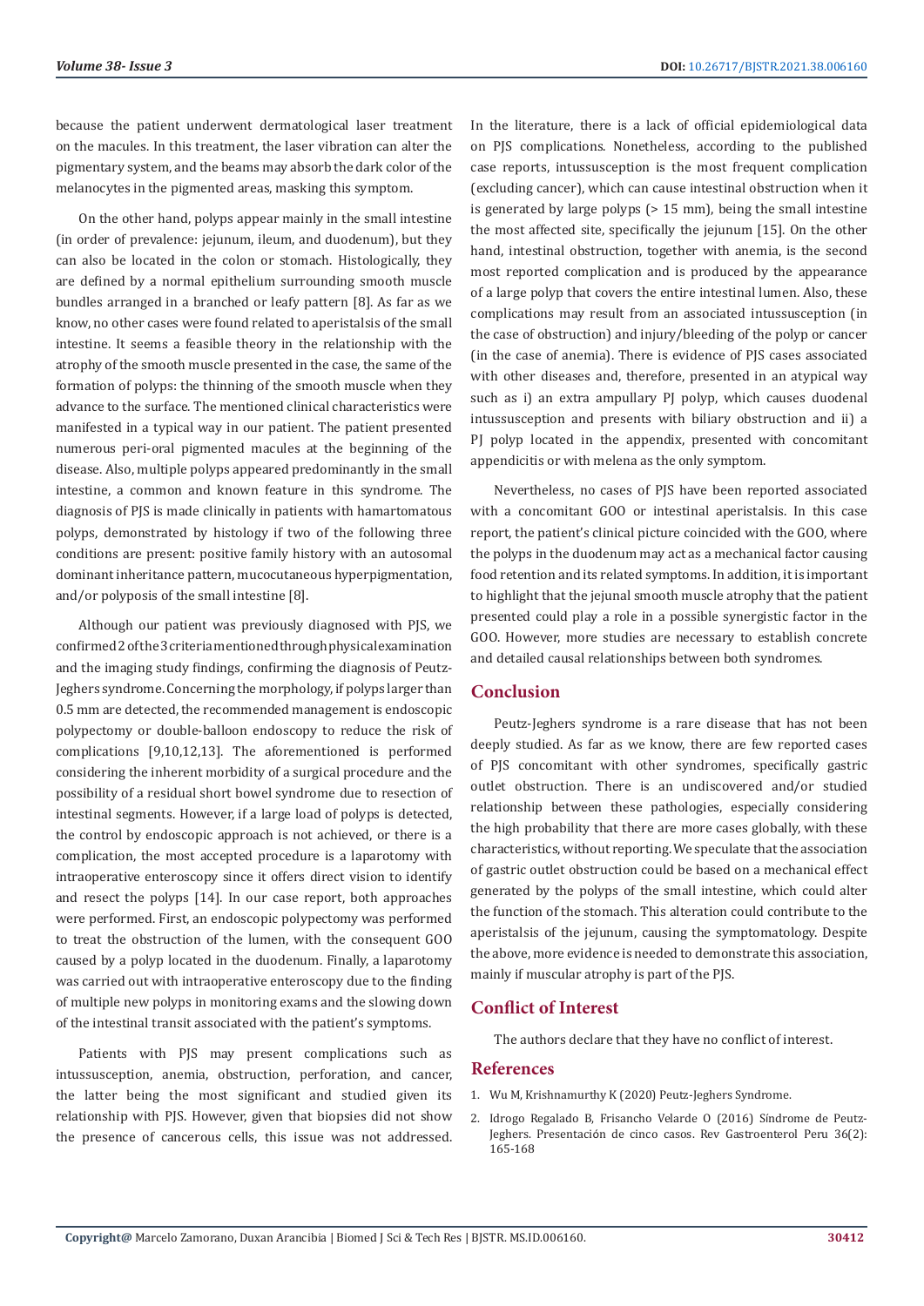because the patient underwent dermatological laser treatment on the macules. In this treatment, the laser vibration can alter the pigmentary system, and the beams may absorb the dark color of the melanocytes in the pigmented areas, masking this symptom.

On the other hand, polyps appear mainly in the small intestine (in order of prevalence: jejunum, ileum, and duodenum), but they can also be located in the colon or stomach. Histologically, they are defined by a normal epithelium surrounding smooth muscle bundles arranged in a branched or leafy pattern [8]. As far as we know, no other cases were found related to aperistalsis of the small intestine. It seems a feasible theory in the relationship with the atrophy of the smooth muscle presented in the case, the same of the formation of polyps: the thinning of the smooth muscle when they advance to the surface. The mentioned clinical characteristics were manifested in a typical way in our patient. The patient presented numerous peri-oral pigmented macules at the beginning of the disease. Also, multiple polyps appeared predominantly in the small intestine, a common and known feature in this syndrome. The diagnosis of PJS is made clinically in patients with hamartomatous polyps, demonstrated by histology if two of the following three conditions are present: positive family history with an autosomal dominant inheritance pattern, mucocutaneous hyperpigmentation, and/or polyposis of the small intestine [8].

Although our patient was previously diagnosed with PJS, we confirmed 2 of the 3 criteria mentioned through physical examination and the imaging study findings, confirming the diagnosis of Peutz-Jeghers syndrome. Concerning the morphology, if polyps larger than 0.5 mm are detected, the recommended management is endoscopic polypectomy or double-balloon endoscopy to reduce the risk of complications [9,10,12,13]. The aforementioned is performed considering the inherent morbidity of a surgical procedure and the possibility of a residual short bowel syndrome due to resection of intestinal segments. However, if a large load of polyps is detected, the control by endoscopic approach is not achieved, or there is a complication, the most accepted procedure is a laparotomy with intraoperative enteroscopy since it offers direct vision to identify and resect the polyps [14]. In our case report, both approaches were performed. First, an endoscopic polypectomy was performed to treat the obstruction of the lumen, with the consequent GOO caused by a polyp located in the duodenum. Finally, a laparotomy was carried out with intraoperative enteroscopy due to the finding of multiple new polyps in monitoring exams and the slowing down of the intestinal transit associated with the patient's symptoms.

Patients with PJS may present complications such as intussusception, anemia, obstruction, perforation, and cancer, the latter being the most significant and studied given its relationship with PJS. However, given that biopsies did not show the presence of cancerous cells, this issue was not addressed. In the literature, there is a lack of official epidemiological data on PJS complications. Nonetheless, according to the published case reports, intussusception is the most frequent complication (excluding cancer), which can cause intestinal obstruction when it is generated by large polyps (> 15 mm), being the small intestine the most affected site, specifically the jejunum [15]. On the other hand, intestinal obstruction, together with anemia, is the second most reported complication and is produced by the appearance of a large polyp that covers the entire intestinal lumen. Also, these complications may result from an associated intussusception (in the case of obstruction) and injury/bleeding of the polyp or cancer (in the case of anemia). There is evidence of PJS cases associated with other diseases and, therefore, presented in an atypical way such as i) an extra ampullary PJ polyp, which causes duodenal intussusception and presents with biliary obstruction and ii) a PJ polyp located in the appendix, presented with concomitant appendicitis or with melena as the only symptom.

Nevertheless, no cases of PJS have been reported associated with a concomitant GOO or intestinal aperistalsis. In this case report, the patient's clinical picture coincided with the GOO, where the polyps in the duodenum may act as a mechanical factor causing food retention and its related symptoms. In addition, it is important to highlight that the jejunal smooth muscle atrophy that the patient presented could play a role in a possible synergistic factor in the GOO. However, more studies are necessary to establish concrete and detailed causal relationships between both syndromes.

## Conclusion

Peutz-Jeghers syndrome is a rare disease that has not been deeply studied. As far as we know, there are few reported cases of PJS concomitant with other syndromes, specifically gastric outlet obstruction. There is an undiscovered and/or studied relationship between these pathologies, especially considering the high probability that there are more cases globally, with these characteristics, without reporting. We speculate that the association of gastric outlet obstruction could be based on a mechanical effect generated by the polyps of the small intestine, which could alter the function of the stomach. This alteration could contribute to the aperistalsis of the jejunum, causing the symptomatology. Despite the above, more evidence is needed to demonstrate this association, mainly if muscular atrophy is part of the PJS.

## Conflict of Interest

The authors declare that they have no conflict of interest.

## References

1. Wu M, Krishnamurthy K (2020) Peutz-Jeghers Syndrome.
2. Idrogo Regalado B, Frisancho Velarde O (2016) Síndrome de Peutz-Jeghers. Presentación de cinco casos. Rev Gastroenterol Peru 36(2): 165-168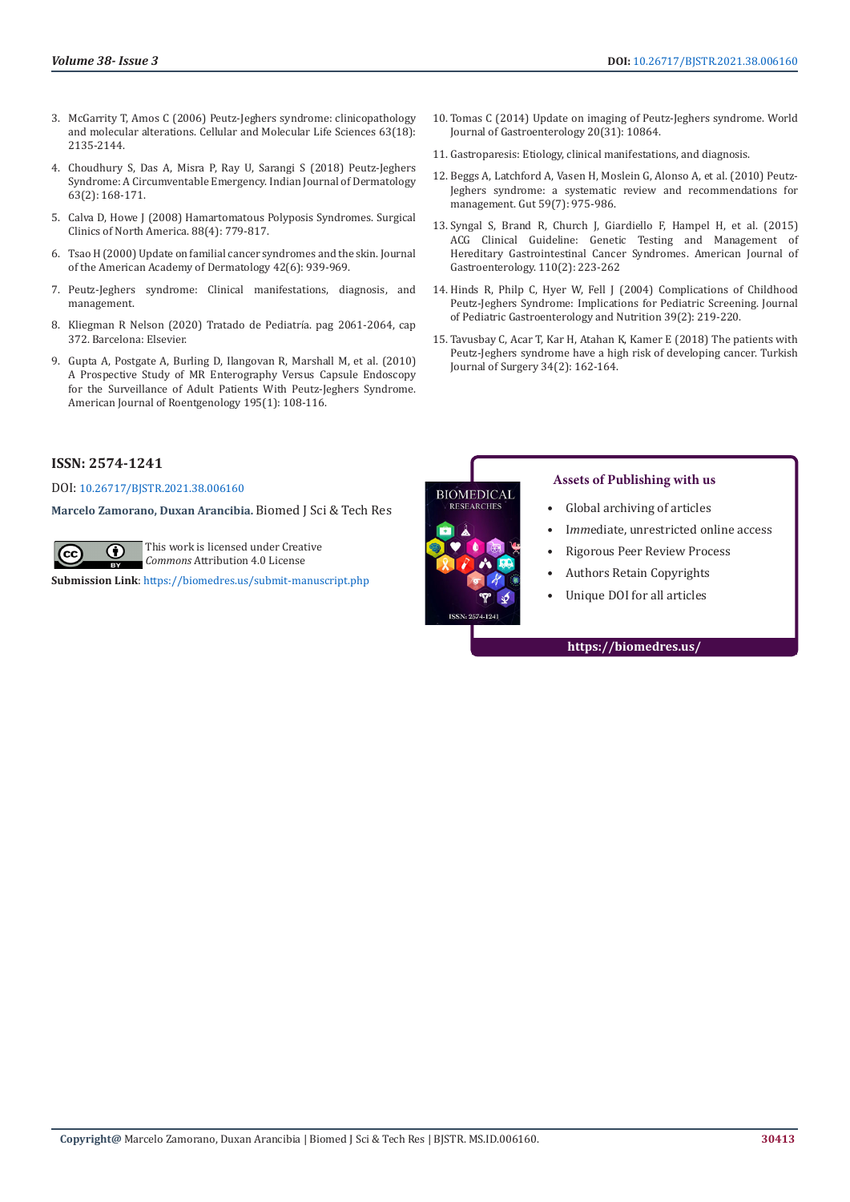3. McGarrity T, Amos C (2006) Peutz-Jeghers syndrome: clinicopathology and molecular alterations. Cellular and Molecular Life Sciences 63(18): 2135-2144.
4. Choudhury S, Das A, Misra P, Ray U, Sarangi S (2018) Peutz-Jeghers Syndrome: A Circumventable Emergency. Indian Journal of Dermatology 63(2): 168-171.
5. Calva D, Howe J (2008) Hamartomatous Polyposis Syndromes. Surgical Clinics of North America. 88(4): 779-817.
6. Tsao H (2000) Update on familial cancer syndromes and the skin. Journal of the American Academy of Dermatology 42(6): 939-969.
7. Peutz-Jeghers syndrome: Clinical manifestations, diagnosis, and management.
8. Kliegman R Nelson (2020) Tratado de Pediatría. pag 2061-2064, cap 372. Barcelona: Elsevier.
9. Gupta A, Postgate A, Burling D, Ilangovan R, Marshall M, et al. (2010) A Prospective Study of MR Enterography Versus Capsule Endoscopy for the Surveillance of Adult Patients With Peutz-Jeghers Syndrome. American Journal of Roentgenology 195(1): 108-116.
10. Tomas C (2014) Update on imaging of Peutz-Jeghers syndrome. World Journal of Gastroenterology 20(31): 10864.
11. Gastroparesis: Etiology, clinical manifestations, and diagnosis.
12. Beggs A, Latchford A, Vasen H, Moslein G, Alonso A, et al. (2010) Peutz-Jeghers syndrome: a systematic review and recommendations for management. Gut 59(7): 975-986.
13. Syngal S, Brand R, Church J, Giardiello F, Hampel H, et al. (2015) ACG Clinical Guideline: Genetic Testing and Management of Hereditary Gastrointestinal Cancer Syndromes. American Journal of Gastroenterology. 110(2): 223-262
14. Hinds R, Philp C, Hyer W, Fell J (2004) Complications of Childhood Peutz-Jeghers Syndrome: Implications for Pediatric Screening. Journal of Pediatric Gastroenterology and Nutrition 39(2): 219-220.
15. Tavusbay C, Acar T, Kar H, Atahan K, Kamer E (2018) The patients with Peutz-Jeghers syndrome have a high risk of developing cancer. Turkish Journal of Surgery 34(2): 162-164.

**ISSN: 2574-1241**

DOI: 10.26717/BJSTR.2021.38.006160

**Marcelo Zamorano, Duxan Arancibia.** Biomed J Sci & Tech Res

This work is licensed under Creative *Commons* Attribution 4.0 License

**Submission Link**: https://biomedres.us/submit-manuscript.php

**Assets of Publishing with us**

- Global archiving of articles
- Immediate, unrestricted online access
- Rigorous Peer Review Process
- Authors Retain Copyrights
- Unique DOI for all articles

**https://biomedres.us/**